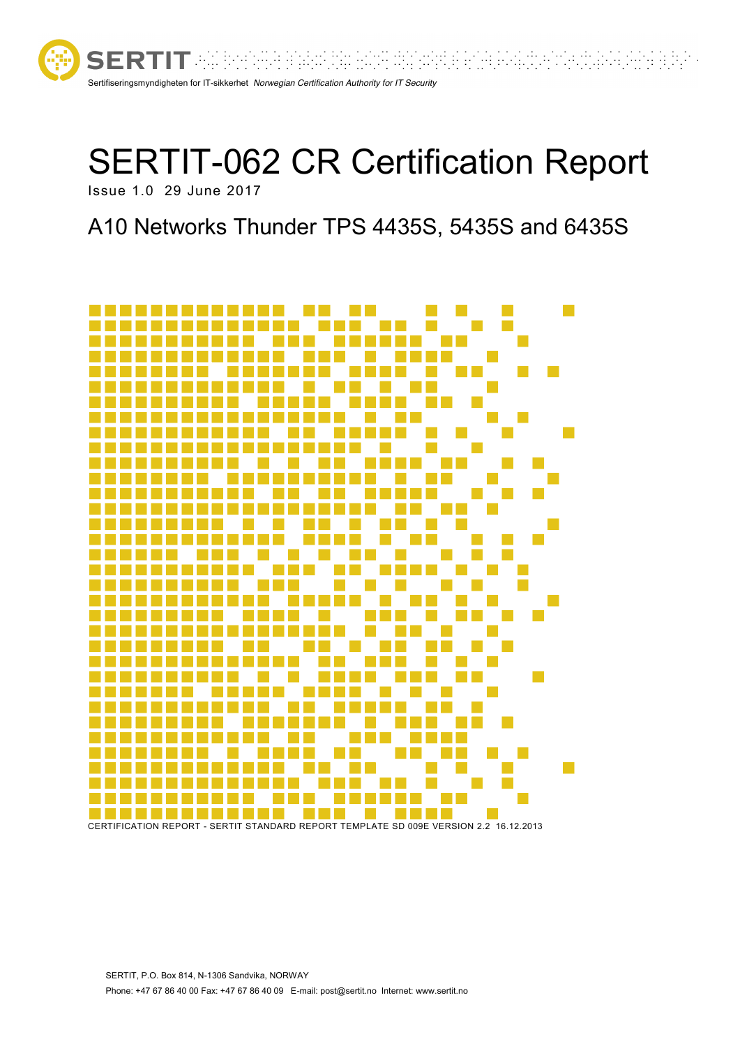SERTIT

Sertifiseringsmyndigheten for IT-sikkerhet *Norwegian Certification Authority for IT Security*

# SERTIT-062 CR Certification Report

Issue 1.0 29 June 2017

## A10 Networks Thunder TPS 4435S, 5435S and 6435S

CERTIFICATION REPORT - SERTIT STANDARD REPORT TEMPLATE SD 009E VERSION 2.2 16.12.2013

SERTIT, P.O. Box 814, N-1306 Sandvika, NORWAY

Phone: +47 67 86 40 00 Fax: +47 67 86 40 09 E-mail: post@sertit.no Internet: www.sertit.no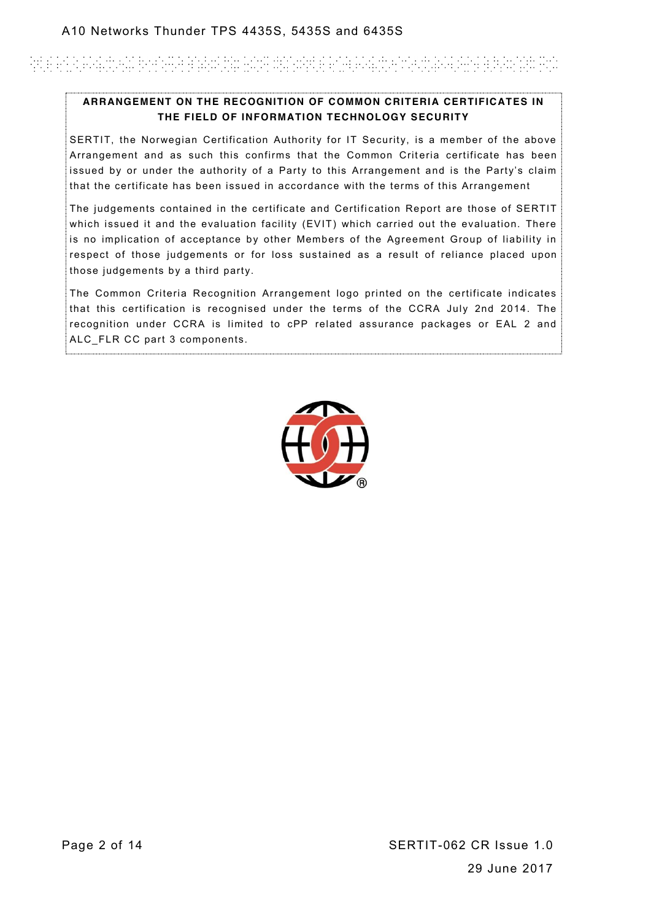**ARRANGEMENT ON THE RECOGNITION OF COMMON CRITERIA CERTIFICATES IN THE FIELD OF INFORMATION TECHNOLOGY SECURITY**

SERTIT, the Norwegian Certification Authority for IT Security, is a member of the above Arrangement and as such this confirms that the Common Criteria certificate has been issued by or under the authority of a Party to this Arrangement and is the Party's claim that the certificate has been issued in accordance with the terms of this Arrangement

The judgements contained in the certificate and Certification Report are those of SERTIT which issued it and the evaluation facility (EVIT) which carried out the evaluation. There is no implication of acceptance by other Members of the Agreement Group of liability in respect of those judgements or for loss sustained as a result of reliance placed upon those judgements by a third party.

The Common Criteria Recognition Arrangement logo printed on the certificate indicates that this certification is recognised under the terms of the CCRA July 2nd 2014. The recognition under CCRA is limited to cPP related assurance packages or EAL 2 and ALC_FLR CC part 3 components.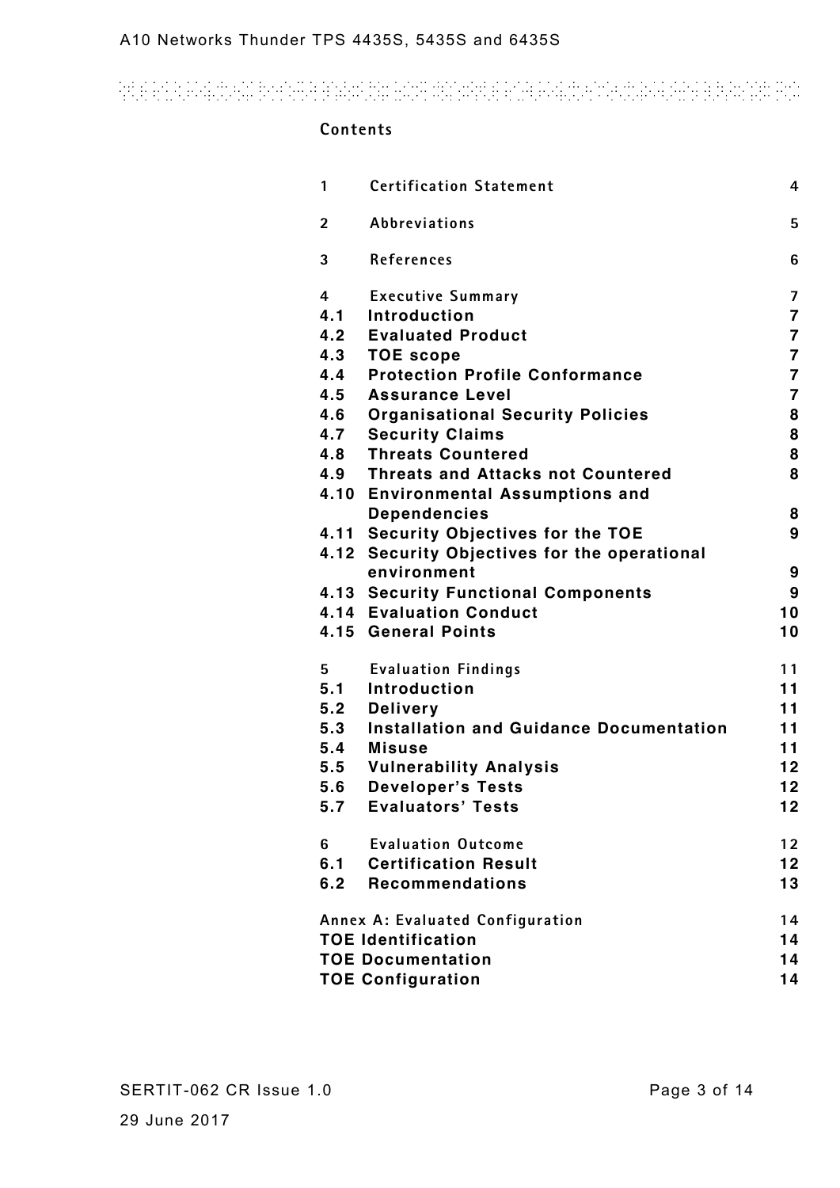## Contents

| | | |
|---|---|---|
| 1 | Certification Statement | 4 |
| 2 | Abbreviations | 5 |
| 3 | References | 6 |
| 4 | Executive Summary | 7 |
| 4.1 | Introduction | 7 |
| 4.2 | Evaluated Product | 7 |
| 4.3 | TOE scope | 7 |
| 4.4 | Protection Profile Conformance | 7 |
| 4.5 | Assurance Level | 7 |
| 4.6 | Organisational Security Policies | 8 |
| 4.7 | Security Claims | 8 |
| 4.8 | Threats Countered | 8 |
| 4.9 | Threats and Attacks not Countered | 8 |
| 4.10 | Environmental Assumptions and Dependencies | 8 |
| 4.11 | Security Objectives for the TOE | 9 |
| 4.12 | Security Objectives for the operational environment | 9 |
| 4.13 | Security Functional Components | 9 |
| 4.14 | Evaluation Conduct | 10 |
| 4.15 | General Points | 10 |
| 5 | Evaluation Findings | 11 |
| 5.1 | Introduction | 11 |
| 5.2 | Delivery | 11 |
| 5.3 | Installation and Guidance Documentation | 11 |
| 5.4 | Misuse | 11 |
| 5.5 | Vulnerability Analysis | 12 |
| 5.6 | Developer's Tests | 12 |
| 5.7 | Evaluators' Tests | 12 |
| 6 | Evaluation Outcome | 12 |
| 6.1 | Certification Result | 12 |
| 6.2 | Recommendations | 13 |
| Annex A: Evaluated Configuration | | 14 |
| TOE Identification | | 14 |
| TOE Documentation | | 14 |
| TOE Configuration | | 14 |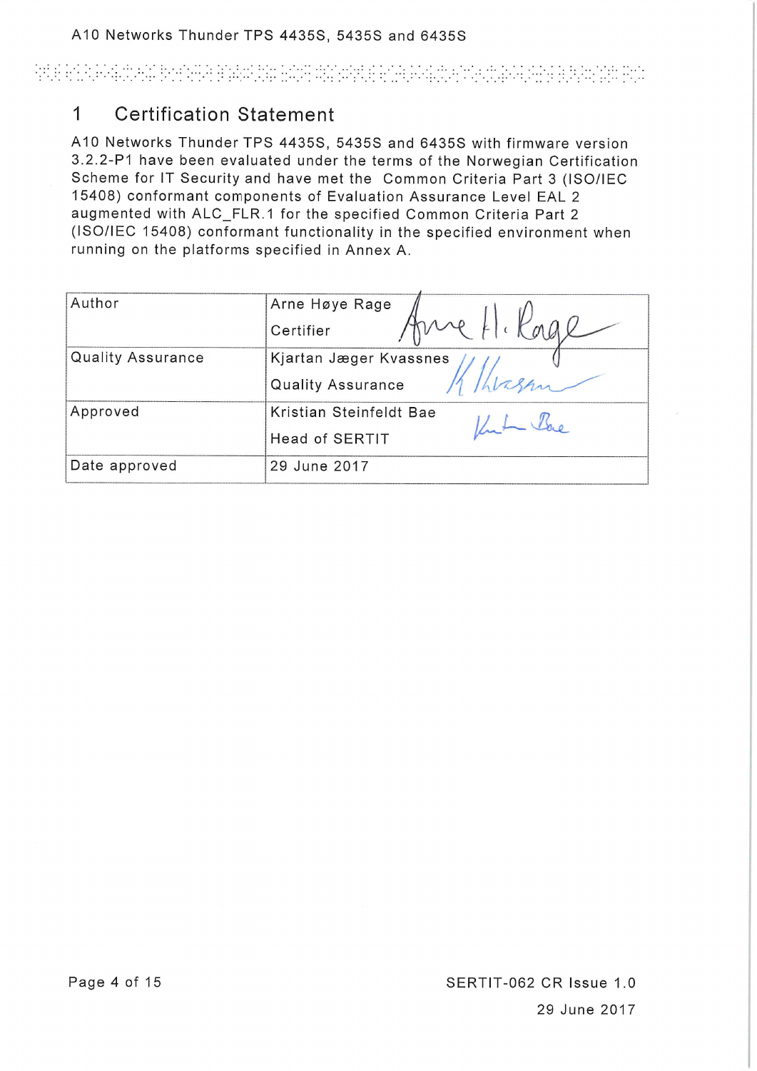# 1 Certification Statement

A10 Networks Thunder TPS 4435S, 5435S and 6435S with firmware version 3.2.2-P1 have been evaluated under the terms of the Norwegian Certification Scheme for IT Security and have met the Common Criteria Part 3 (ISO/IEC 15408) conformant components of Evaluation Assurance Level EAL 2 augmented with ALC_FLR.1 for the specified Common Criteria Part 2 (ISO/IEC 15408) conformant functionality in the specified environment when running on the platforms specified in Annex A.

| Author | Arne Høye Rage<br>Certifier |
|---|---|
| Quality Assurance | Kjartan Jæger Kvassnes<br>Quality Assurance |
| Approved | Kristian Steinfeldt Bae<br>Head of SERTIT |
| Date approved | 29 June 2017 |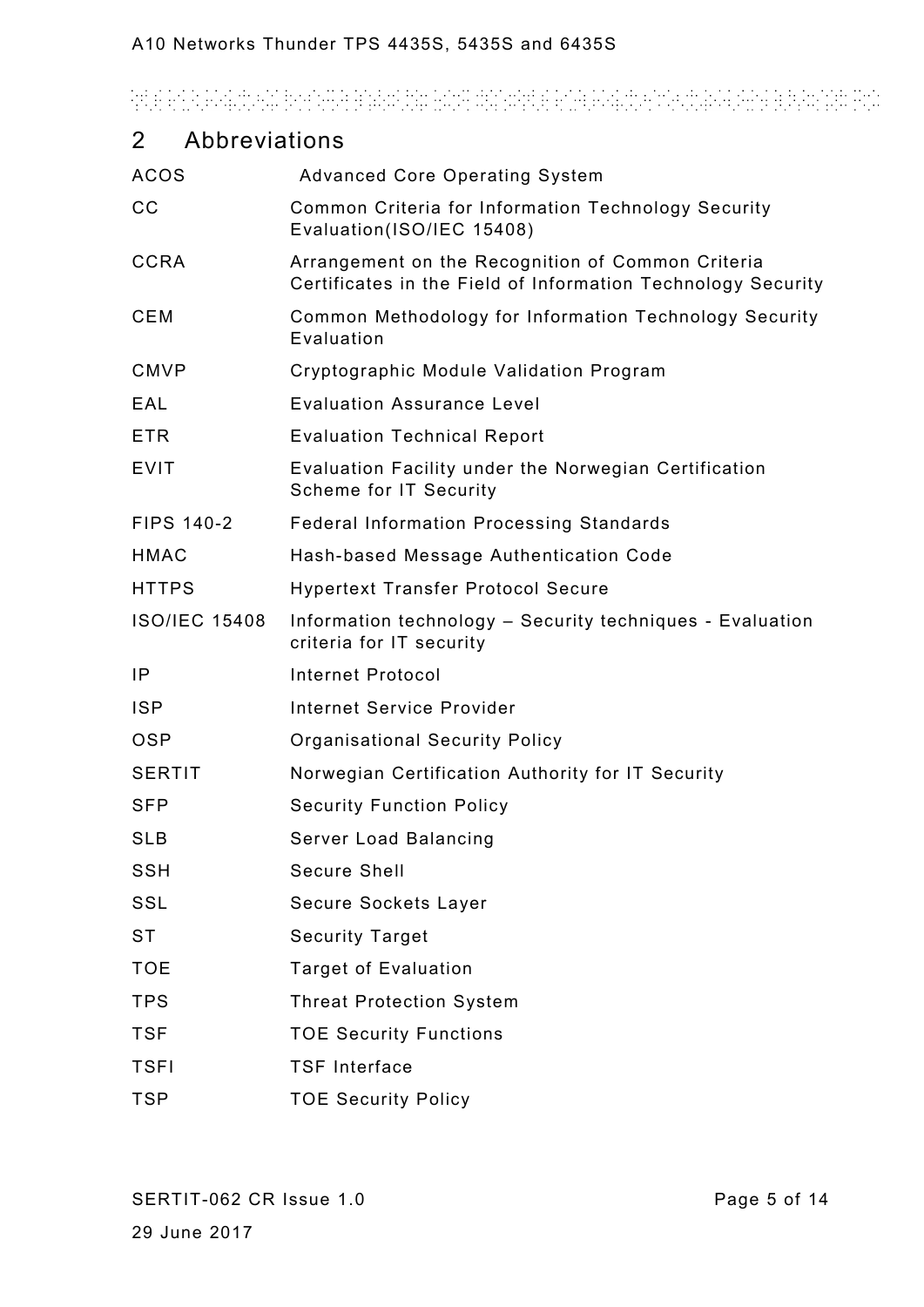## 2 Abbreviations

| | |
|---|---|
| ACOS | Advanced Core Operating System |
| CC | Common Criteria for Information Technology Security Evaluation(ISO/IEC 15408) |
| CCRA | Arrangement on the Recognition of Common Criteria Certificates in the Field of Information Technology Security |
| CEM | Common Methodology for Information Technology Security Evaluation |
| CMVP | Cryptographic Module Validation Program |
| EAL | Evaluation Assurance Level |
| ETR | Evaluation Technical Report |
| EVIT | Evaluation Facility under the Norwegian Certification Scheme for IT Security |
| FIPS 140-2 | Federal Information Processing Standards |
| HMAC | Hash-based Message Authentication Code |
| HTTPS | Hypertext Transfer Protocol Secure |
| ISO/IEC 15408 | Information technology – Security techniques - Evaluation criteria for IT security |
| IP | Internet Protocol |
| ISP | Internet Service Provider |
| OSP | Organisational Security Policy |
| SERTIT | Norwegian Certification Authority for IT Security |
| SFP | Security Function Policy |
| SLB | Server Load Balancing |
| SSH | Secure Shell |
| SSL | Secure Sockets Layer |
| ST | Security Target |
| TOE | Target of Evaluation |
| TPS | Threat Protection System |
| TSF | TOE Security Functions |
| TSFI | TSF Interface |
| TSP | TOE Security Policy |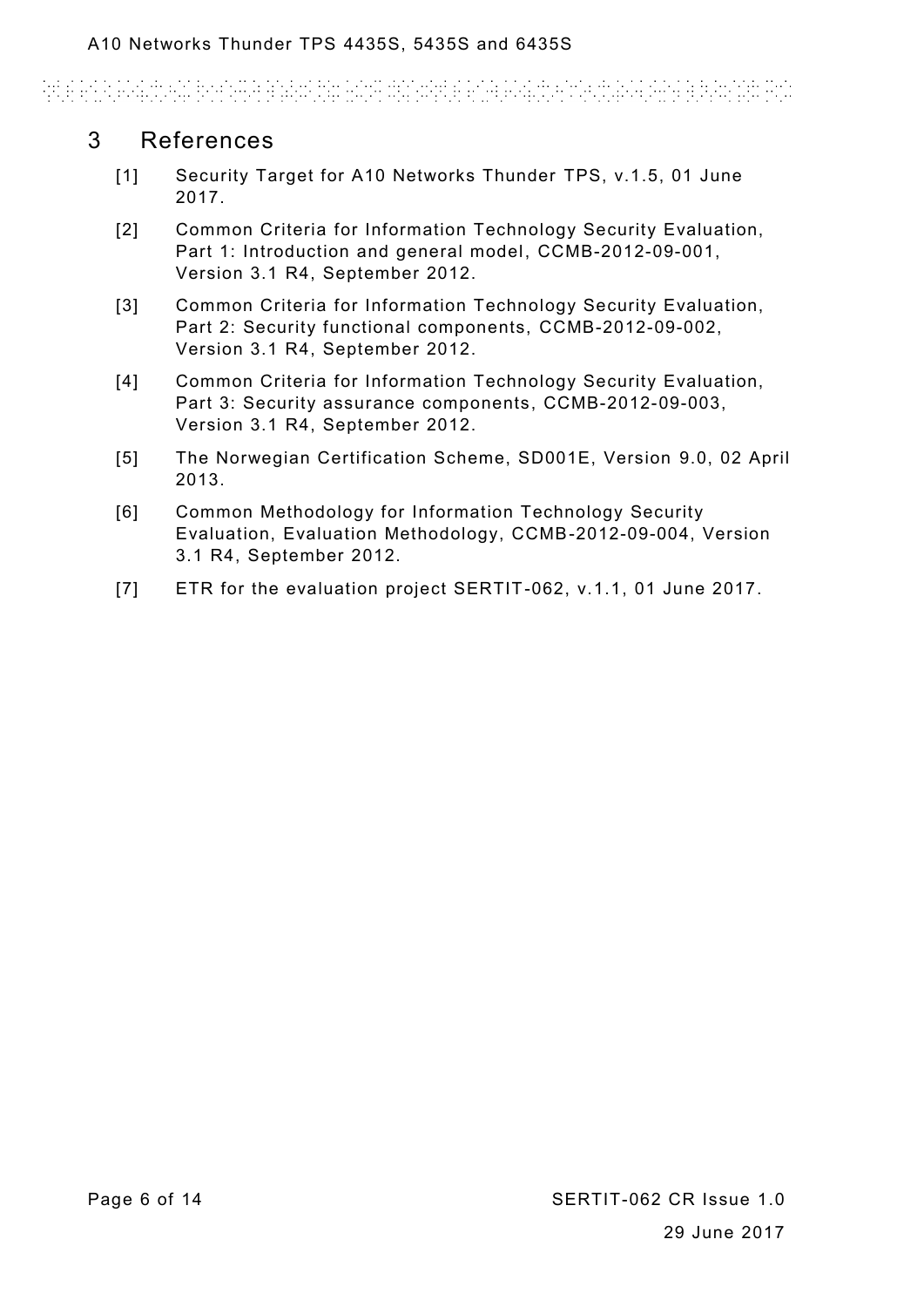# 3 References

[1] Security Target for A10 Networks Thunder TPS, v.1.5, 01 June 2017.

[2] Common Criteria for Information Technology Security Evaluation, Part 1: Introduction and general model, CCMB-2012-09-001, Version 3.1 R4, September 2012.

[3] Common Criteria for Information Technology Security Evaluation, Part 2: Security functional components, CCMB-2012-09-002, Version 3.1 R4, September 2012.

[4] Common Criteria for Information Technology Security Evaluation, Part 3: Security assurance components, CCMB-2012-09-003, Version 3.1 R4, September 2012.

[5] The Norwegian Certification Scheme, SD001E, Version 9.0, 02 April 2013.

[6] Common Methodology for Information Technology Security Evaluation, Evaluation Methodology, CCMB-2012-09-004, Version 3.1 R4, September 2012.

[7] ETR for the evaluation project SERTIT-062, v.1.1, 01 June 2017.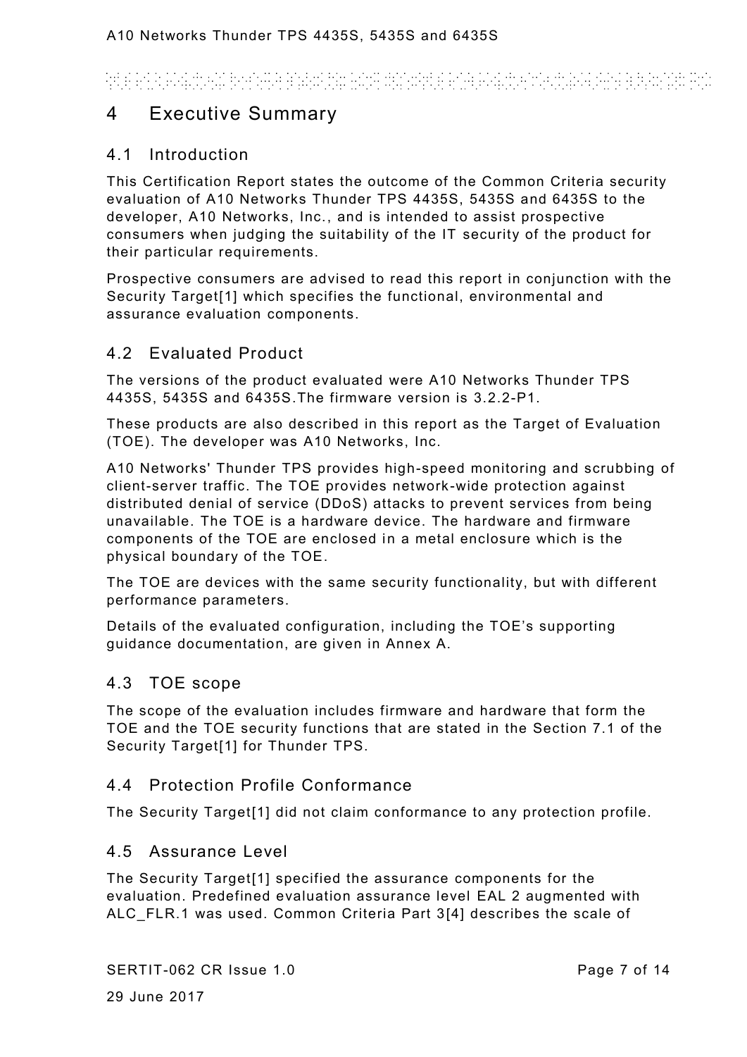# 4 Executive Summary

## 4.1 Introduction

This Certification Report states the outcome of the Common Criteria security evaluation of A10 Networks Thunder TPS 4435S, 5435S and 6435S to the developer, A10 Networks, Inc., and is intended to assist prospective consumers when judging the suitability of the IT security of the product for their particular requirements.

Prospective consumers are advised to read this report in conjunction with the Security Target[1] which specifies the functional, environmental and assurance evaluation components.

## 4.2 Evaluated Product

The versions of the product evaluated were A10 Networks Thunder TPS 4435S, 5435S and 6435S.The firmware version is 3.2.2-P1.

These products are also described in this report as the Target of Evaluation (TOE). The developer was A10 Networks, Inc.

A10 Networks' Thunder TPS provides high-speed monitoring and scrubbing of client-server traffic. The TOE provides network-wide protection against distributed denial of service (DDoS) attacks to prevent services from being unavailable. The TOE is a hardware device. The hardware and firmware components of the TOE are enclosed in a metal enclosure which is the physical boundary of the TOE.

The TOE are devices with the same security functionality, but with different performance parameters.

Details of the evaluated configuration, including the TOE's supporting guidance documentation, are given in Annex A.

## 4.3 TOE scope

The scope of the evaluation includes firmware and hardware that form the TOE and the TOE security functions that are stated in the Section 7.1 of the Security Target[1] for Thunder TPS.

## 4.4 Protection Profile Conformance

The Security Target[1] did not claim conformance to any protection profile.

## 4.5 Assurance Level

The Security Target[1] specified the assurance components for the evaluation. Predefined evaluation assurance level EAL 2 augmented with ALC_FLR.1 was used. Common Criteria Part 3[4] describes the scale of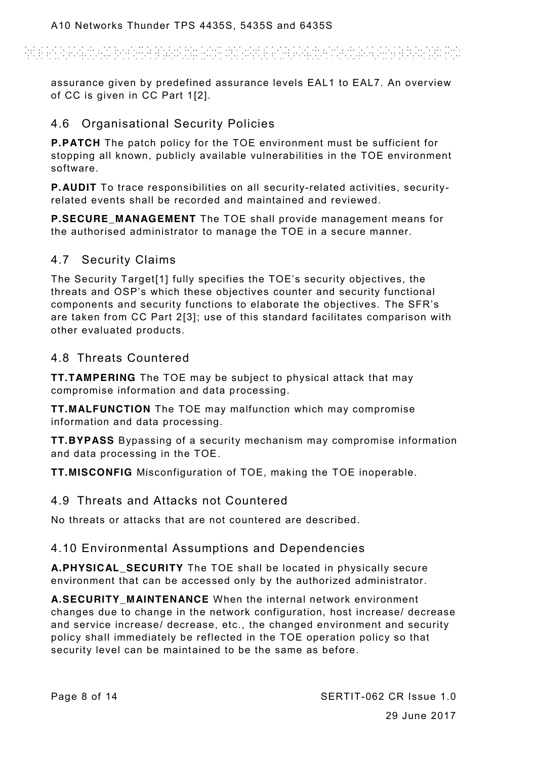assurance given by predefined assurance levels EAL1 to EAL7. An overview of CC is given in CC Part 1[2].

## 4.6 Organisational Security Policies

**P.PATCH** The patch policy for the TOE environment must be sufficient for stopping all known, publicly available vulnerabilities in the TOE environment software.

**P.AUDIT** To trace responsibilities on all security-related activities, security-related events shall be recorded and maintained and reviewed.

**P.SECURE_MANAGEMENT** The TOE shall provide management means for the authorised administrator to manage the TOE in a secure manner.

## 4.7 Security Claims

The Security Target[1] fully specifies the TOE's security objectives, the threats and OSP's which these objectives counter and security functional components and security functions to elaborate the objectives. The SFR's are taken from CC Part 2[3]; use of this standard facilitates comparison with other evaluated products.

## 4.8 Threats Countered

**TT.TAMPERING** The TOE may be subject to physical attack that may compromise information and data processing.

**TT.MALFUNCTION** The TOE may malfunction which may compromise information and data processing.

**TT.BYPASS** Bypassing of a security mechanism may compromise information and data processing in the TOE.

**TT.MISCONFIG** Misconfiguration of TOE, making the TOE inoperable.

## 4.9 Threats and Attacks not Countered

No threats or attacks that are not countered are described.

## 4.10 Environmental Assumptions and Dependencies

**A.PHYSICAL_SECURITY** The TOE shall be located in physically secure environment that can be accessed only by the authorized administrator.

**A.SECURITY_MAINTENANCE** When the internal network environment changes due to change in the network configuration, host increase/ decrease and service increase/ decrease, etc., the changed environment and security policy shall immediately be reflected in the TOE operation policy so that security level can be maintained to be the same as before.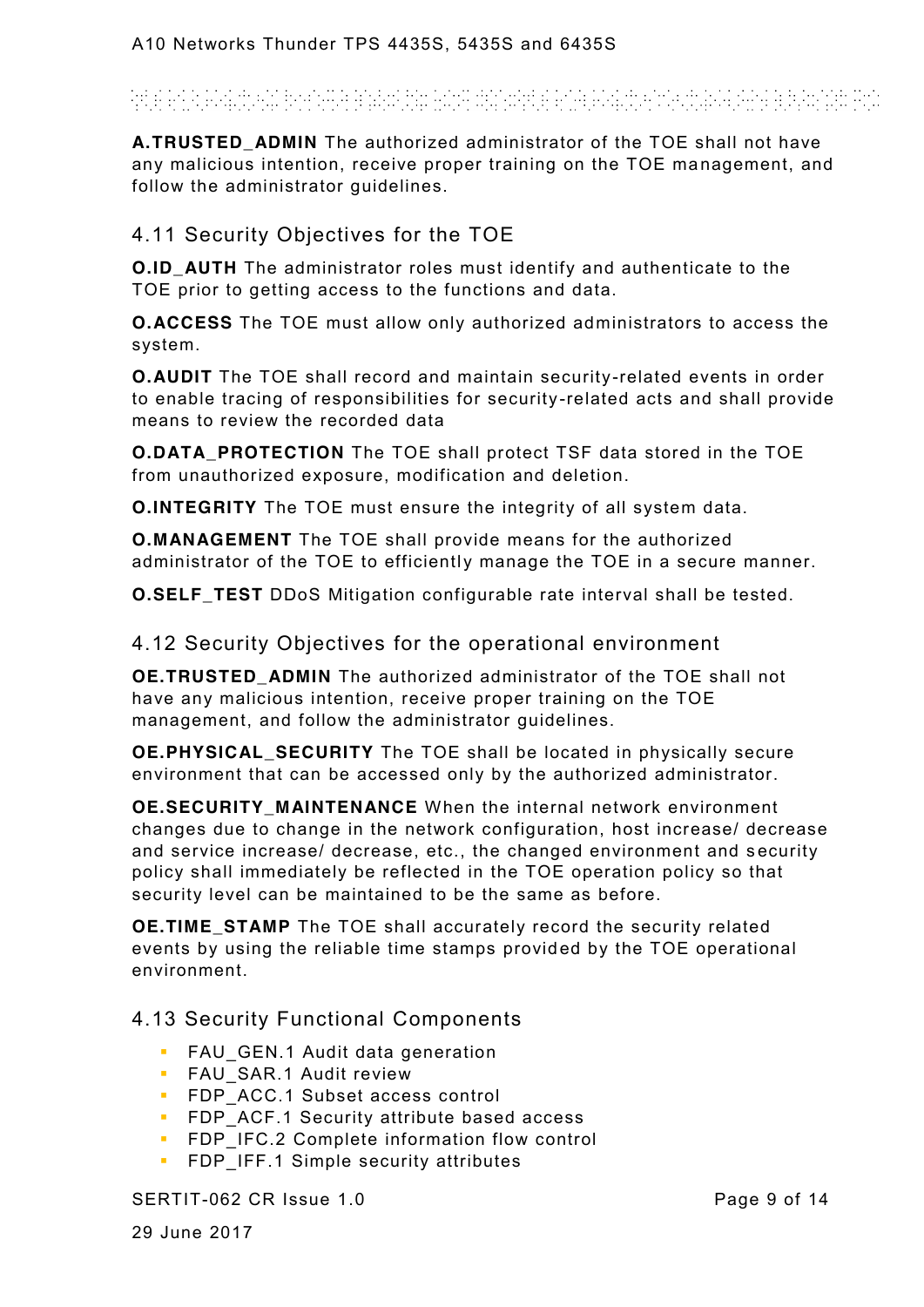**A.TRUSTED_ADMIN** The authorized administrator of the TOE shall not have any malicious intention, receive proper training on the TOE management, and follow the administrator guidelines.

## 4.11 Security Objectives for the TOE

**O.ID_AUTH** The administrator roles must identify and authenticate to the TOE prior to getting access to the functions and data.

**O.ACCESS** The TOE must allow only authorized administrators to access the system.

**O.AUDIT** The TOE shall record and maintain security-related events in order to enable tracing of responsibilities for security-related acts and shall provide means to review the recorded data

**O.DATA_PROTECTION** The TOE shall protect TSF data stored in the TOE from unauthorized exposure, modification and deletion.

**O.INTEGRITY** The TOE must ensure the integrity of all system data.

**O.MANAGEMENT** The TOE shall provide means for the authorized administrator of the TOE to efficiently manage the TOE in a secure manner.

**O.SELF_TEST** DDoS Mitigation configurable rate interval shall be tested.

## 4.12 Security Objectives for the operational environment

**OE.TRUSTED_ADMIN** The authorized administrator of the TOE shall not have any malicious intention, receive proper training on the TOE management, and follow the administrator guidelines.

**OE.PHYSICAL_SECURITY** The TOE shall be located in physically secure environment that can be accessed only by the authorized administrator.

**OE.SECURITY_MAINTENANCE** When the internal network environment changes due to change in the network configuration, host increase/ decrease and service increase/ decrease, etc., the changed environment and security policy shall immediately be reflected in the TOE operation policy so that security level can be maintained to be the same as before.

**OE.TIME_STAMP** The TOE shall accurately record the security related events by using the reliable time stamps provided by the TOE operational environment.

## 4.13 Security Functional Components

- FAU_GEN.1 Audit data generation
- FAU_SAR.1 Audit review
- FDP_ACC.1 Subset access control
- FDP_ACF.1 Security attribute based access
- FDP_IFC.2 Complete information flow control
- FDP_IFF.1 Simple security attributes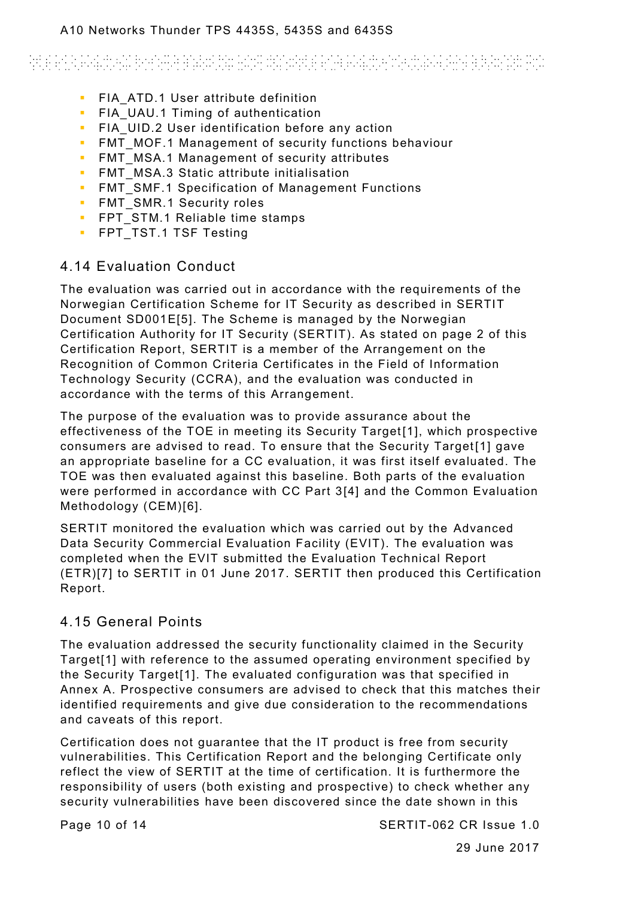- FIA_ATD.1 User attribute definition
- FIA_UAU.1 Timing of authentication
- FIA_UID.2 User identification before any action
- FMT_MOF.1 Management of security functions behaviour
- FMT_MSA.1 Management of security attributes
- FMT_MSA.3 Static attribute initialisation
- FMT_SMF.1 Specification of Management Functions
- FMT_SMR.1 Security roles
- FPT_STM.1 Reliable time stamps
- FPT_TST.1 TSF Testing

## 4.14 Evaluation Conduct

The evaluation was carried out in accordance with the requirements of the Norwegian Certification Scheme for IT Security as described in SERTIT Document SD001E[5]. The Scheme is managed by the Norwegian Certification Authority for IT Security (SERTIT). As stated on page 2 of this Certification Report, SERTIT is a member of the Arrangement on the Recognition of Common Criteria Certificates in the Field of Information Technology Security (CCRA), and the evaluation was conducted in accordance with the terms of this Arrangement.

The purpose of the evaluation was to provide assurance about the effectiveness of the TOE in meeting its Security Target[1], which prospective consumers are advised to read. To ensure that the Security Target[1] gave an appropriate baseline for a CC evaluation, it was first itself evaluated. The TOE was then evaluated against this baseline. Both parts of the evaluation were performed in accordance with CC Part 3[4] and the Common Evaluation Methodology (CEM)[6].

SERTIT monitored the evaluation which was carried out by the Advanced Data Security Commercial Evaluation Facility (EVIT). The evaluation was completed when the EVIT submitted the Evaluation Technical Report (ETR)[7] to SERTIT in 01 June 2017. SERTIT then produced this Certification Report.

## 4.15 General Points

The evaluation addressed the security functionality claimed in the Security Target[1] with reference to the assumed operating environment specified by the Security Target[1]. The evaluated configuration was that specified in Annex A. Prospective consumers are advised to check that this matches their identified requirements and give due consideration to the recommendations and caveats of this report.

Certification does not guarantee that the IT product is free from security vulnerabilities. This Certification Report and the belonging Certificate only reflect the view of SERTIT at the time of certification. It is furthermore the responsibility of users (both existing and prospective) to check whether any security vulnerabilities have been discovered since the date shown in this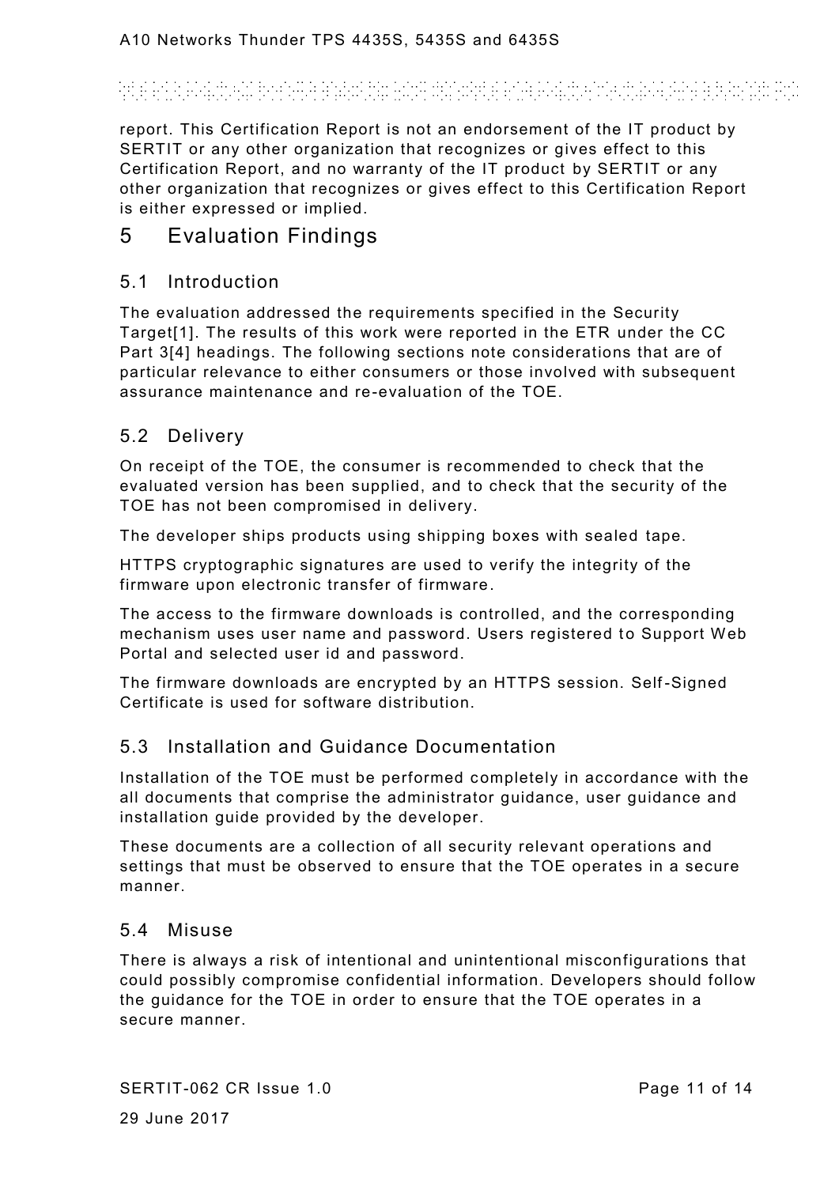report. This Certification Report is not an endorsement of the IT product by SERTIT or any other organization that recognizes or gives effect to this Certification Report, and no warranty of the IT product by SERTIT or any other organization that recognizes or gives effect to this Certification Report is either expressed or implied.

# 5 Evaluation Findings

## 5.1 Introduction

The evaluation addressed the requirements specified in the Security Target[1]. The results of this work were reported in the ETR under the CC Part 3[4] headings. The following sections note considerations that are of particular relevance to either consumers or those involved with subsequent assurance maintenance and re-evaluation of the TOE.

## 5.2 Delivery

On receipt of the TOE, the consumer is recommended to check that the evaluated version has been supplied, and to check that the security of the TOE has not been compromised in delivery.

The developer ships products using shipping boxes with sealed tape.

HTTPS cryptographic signatures are used to verify the integrity of the firmware upon electronic transfer of firmware.

The access to the firmware downloads is controlled, and the corresponding mechanism uses user name and password. Users registered to Support Web Portal and selected user id and password.

The firmware downloads are encrypted by an HTTPS session. Self-Signed Certificate is used for software distribution.

## 5.3 Installation and Guidance Documentation

Installation of the TOE must be performed completely in accordance with the all documents that comprise the administrator guidance, user guidance and installation guide provided by the developer.

These documents are a collection of all security relevant operations and settings that must be observed to ensure that the TOE operates in a secure manner.

## 5.4 Misuse

There is always a risk of intentional and unintentional misconfigurations that could possibly compromise confidential information. Developers should follow the guidance for the TOE in order to ensure that the TOE operates in a secure manner.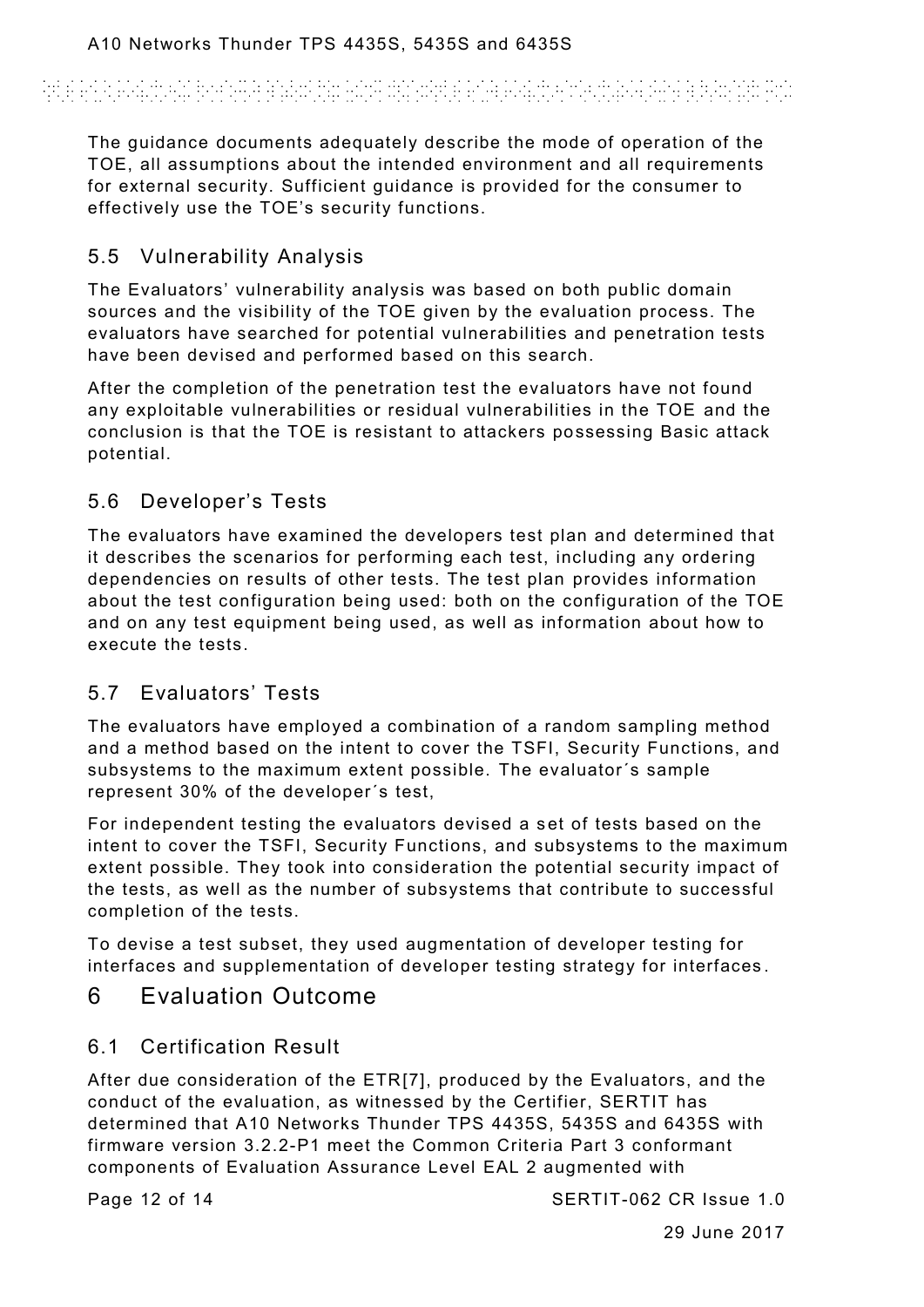The guidance documents adequately describe the mode of operation of the TOE, all assumptions about the intended environment and all requirements for external security. Sufficient guidance is provided for the consumer to effectively use the TOE's security functions.

## 5.5 Vulnerability Analysis

The Evaluators' vulnerability analysis was based on both public domain sources and the visibility of the TOE given by the evaluation process. The evaluators have searched for potential vulnerabilities and penetration tests have been devised and performed based on this search.

After the completion of the penetration test the evaluators have not found any exploitable vulnerabilities or residual vulnerabilities in the TOE and the conclusion is that the TOE is resistant to attackers possessing Basic attack potential.

## 5.6 Developer's Tests

The evaluators have examined the developers test plan and determined that it describes the scenarios for performing each test, including any ordering dependencies on results of other tests. The test plan provides information about the test configuration being used: both on the configuration of the TOE and on any test equipment being used, as well as information about how to execute the tests.

## 5.7 Evaluators' Tests

The evaluators have employed a combination of a random sampling method and a method based on the intent to cover the TSFI, Security Functions, and subsystems to the maximum extent possible. The evaluator´s sample represent 30% of the developer´s test,

For independent testing the evaluators devised a set of tests based on the intent to cover the TSFI, Security Functions, and subsystems to the maximum extent possible. They took into consideration the potential security impact of the tests, as well as the number of subsystems that contribute to successful completion of the tests.

To devise a test subset, they used augmentation of developer testing for interfaces and supplementation of developer testing strategy for interfaces.

# 6 Evaluation Outcome

## 6.1 Certification Result

After due consideration of the ETR[7], produced by the Evaluators, and the conduct of the evaluation, as witnessed by the Certifier, SERTIT has determined that A10 Networks Thunder TPS 4435S, 5435S and 6435S with firmware version 3.2.2-P1 meet the Common Criteria Part 3 conformant components of Evaluation Assurance Level EAL 2 augmented with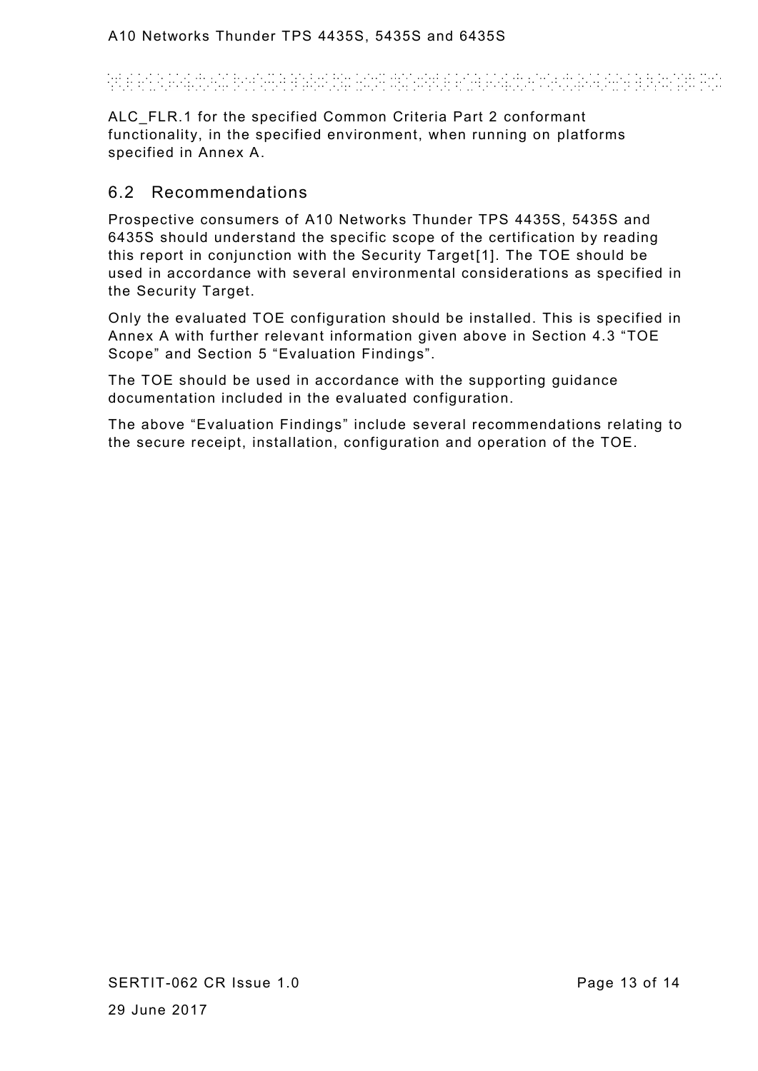ALC_FLR.1 for the specified Common Criteria Part 2 conformant functionality, in the specified environment, when running on platforms specified in Annex A.

## 6.2 Recommendations

Prospective consumers of A10 Networks Thunder TPS 4435S, 5435S and 6435S should understand the specific scope of the certification by reading this report in conjunction with the Security Target[1]. The TOE should be used in accordance with several environmental considerations as specified in the Security Target.

Only the evaluated TOE configuration should be installed. This is specified in Annex A with further relevant information given above in Section 4.3 "TOE Scope" and Section 5 "Evaluation Findings".

The TOE should be used in accordance with the supporting guidance documentation included in the evaluated configuration.

The above "Evaluation Findings" include several recommendations relating to the secure receipt, installation, configuration and operation of the TOE.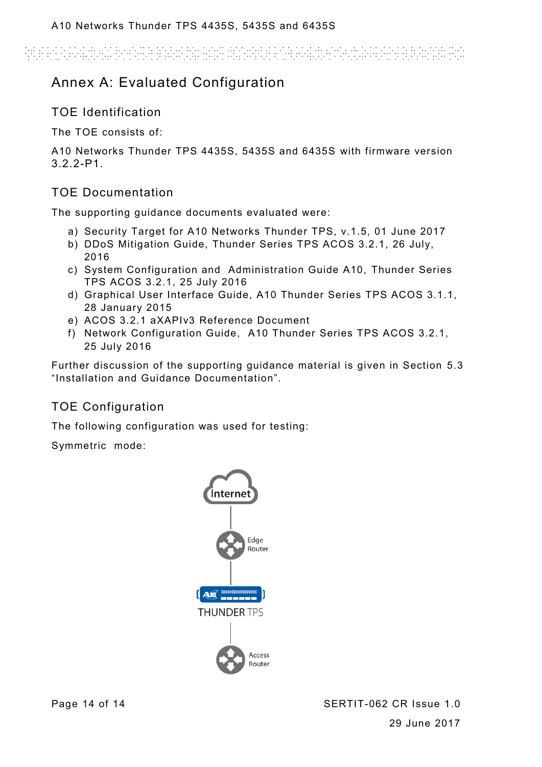# Annex A: Evaluated Configuration

## TOE Identification

The TOE consists of:

A10 Networks Thunder TPS 4435S, 5435S and 6435S with firmware version 3.2.2-P1.

## TOE Documentation

The supporting guidance documents evaluated were:

a) Security Target for A10 Networks Thunder TPS, v.1.5, 01 June 2017
b) DDoS Mitigation Guide, Thunder Series TPS ACOS 3.2.1, 26 July, 2016
c) System Configuration and Administration Guide A10, Thunder Series TPS ACOS 3.2.1, 25 July 2016
d) Graphical User Interface Guide, A10 Thunder Series TPS ACOS 3.1.1, 28 January 2015
e) ACOS 3.2.1 aXAPIv3 Reference Document
f) Network Configuration Guide, A10 Thunder Series TPS ACOS 3.2.1, 25 July 2016

Further discussion of the supporting guidance material is given in Section 5.3 “Installation and Guidance Documentation”.

## TOE Configuration

The following configuration was used for testing:

Symmetric mode:

Internet

Edge Router

THUNDER TPS

Access Router